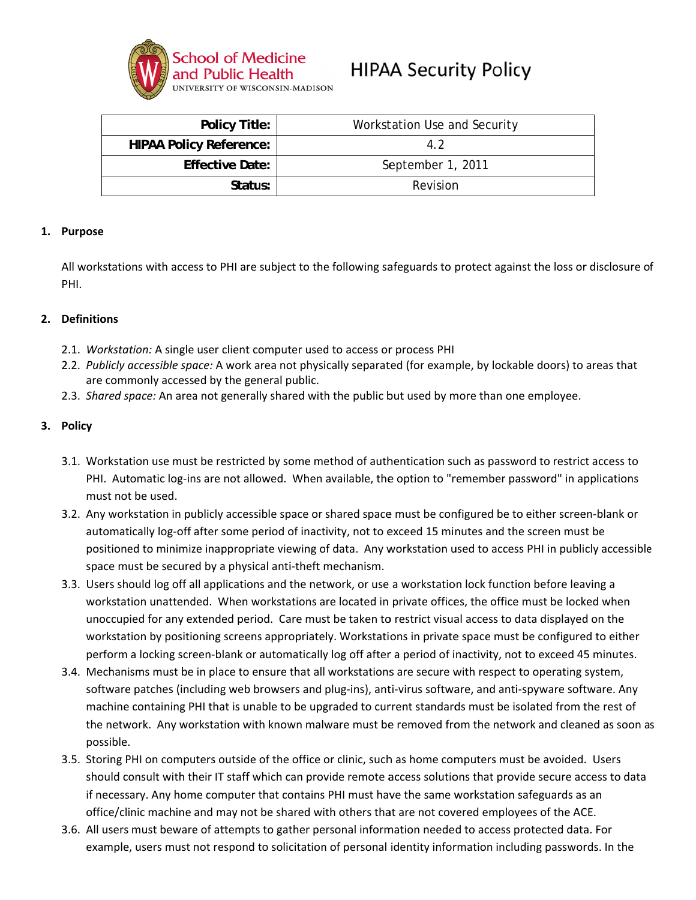School of Medicine and Public Health
UNIVERSITY OF WISCONSIN-MADISON

# HIPAA Security Policy

| **Policy Title:** | Workstation Use and Security |
|---|---|
| **HIPAA Policy Reference:** | 4.2 |
| **Effective Date:** | September 1, 2011 |
| **Status:** | Revision |

## 1. Purpose

All workstations with access to PHI are subject to the following safeguards to protect against the loss or disclosure of PHI.

## 2. Definitions

2.1. *Workstation:* A single user client computer used to access or process PHI

2.2. *Publicly accessible space:* A work area not physically separated (for example, by lockable doors) to areas that are commonly accessed by the general public.

2.3. *Shared space:* An area not generally shared with the public but used by more than one employee.

## 3. Policy

3.1. Workstation use must be restricted by some method of authentication such as password to restrict access to PHI. Automatic log-ins are not allowed. When available, the option to "remember password" in applications must not be used.

3.2. Any workstation in publicly accessible space or shared space must be configured be to either screen-blank or automatically log-off after some period of inactivity, not to exceed 15 minutes and the screen must be positioned to minimize inappropriate viewing of data. Any workstation used to access PHI in publicly accessible space must be secured by a physical anti-theft mechanism.

3.3. Users should log off all applications and the network, or use a workstation lock function before leaving a workstation unattended. When workstations are located in private offices, the office must be locked when unoccupied for any extended period. Care must be taken to restrict visual access to data displayed on the workstation by positioning screens appropriately. Workstations in private space must be configured to either perform a locking screen-blank or automatically log off after a period of inactivity, not to exceed 45 minutes.

3.4. Mechanisms must be in place to ensure that all workstations are secure with respect to operating system, software patches (including web browsers and plug-ins), anti-virus software, and anti-spyware software. Any machine containing PHI that is unable to be upgraded to current standards must be isolated from the rest of the network. Any workstation with known malware must be removed from the network and cleaned as soon as possible.

3.5. Storing PHI on computers outside of the office or clinic, such as home computers must be avoided. Users should consult with their IT staff which can provide remote access solutions that provide secure access to data if necessary. Any home computer that contains PHI must have the same workstation safeguards as an office/clinic machine and may not be shared with others that are not covered employees of the ACE.

3.6. All users must beware of attempts to gather personal information needed to access protected data. For example, users must not respond to solicitation of personal identity information including passwords. In the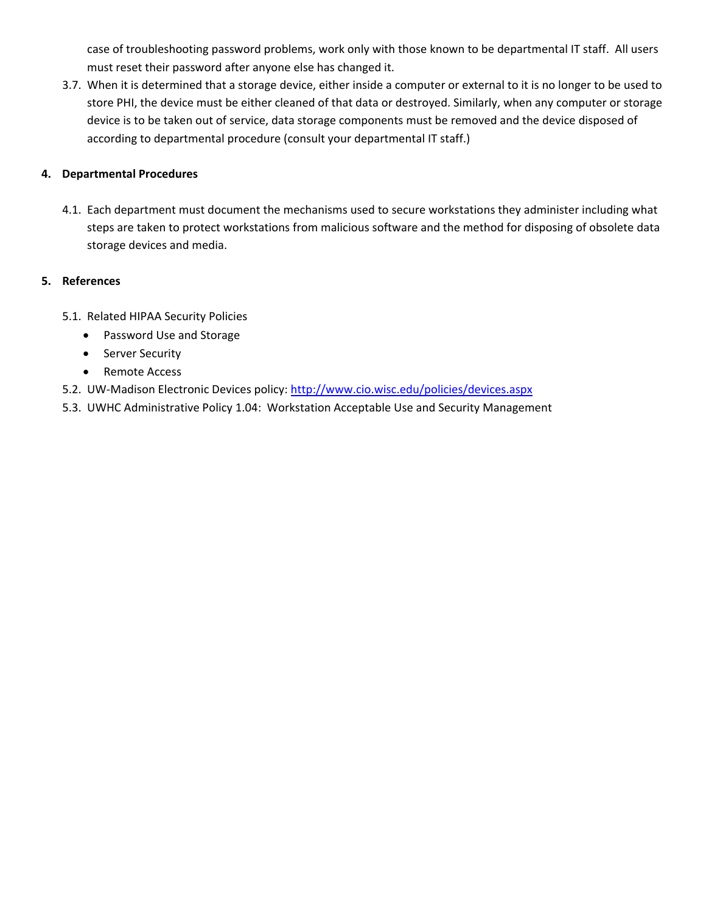case of troubleshooting password problems, work only with those known to be departmental IT staff. All users must reset their password after anyone else has changed it.

3.7. When it is determined that a storage device, either inside a computer or external to it is no longer to be used to store PHI, the device must be either cleaned of that data or destroyed. Similarly, when any computer or storage device is to be taken out of service, data storage components must be removed and the device disposed of according to departmental procedure (consult your departmental IT staff.)

## 4. Departmental Procedures

4.1. Each department must document the mechanisms used to secure workstations they administer including what steps are taken to protect workstations from malicious software and the method for disposing of obsolete data storage devices and media.

## 5. References

5.1. Related HIPAA Security Policies

- Password Use and Storage
- Server Security
- Remote Access

5.2. UW-Madison Electronic Devices policy: http://www.cio.wisc.edu/policies/devices.aspx

5.3. UWHC Administrative Policy 1.04: Workstation Acceptable Use and Security Management